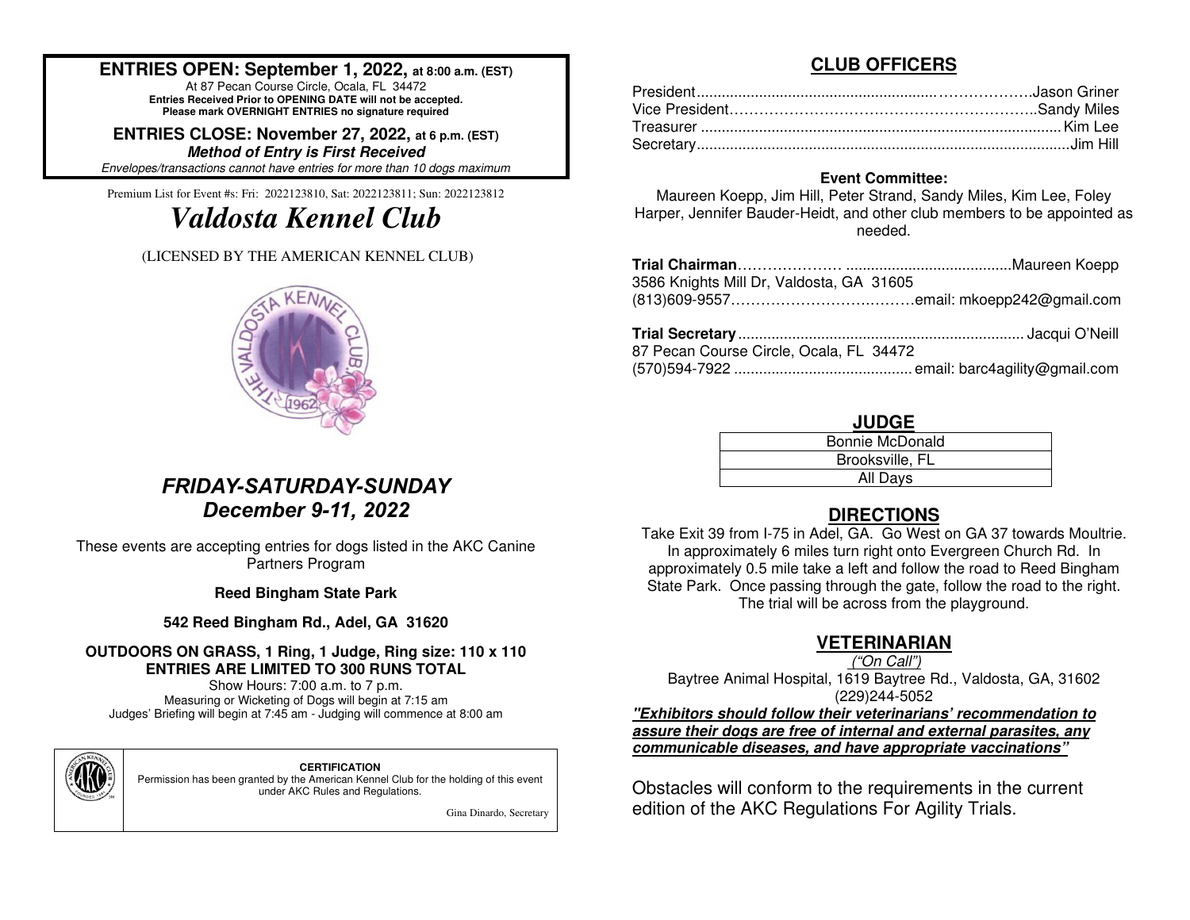**ENTRIES OPEN: September 1, 2022, at 8:00 a.m. (EST)**
At 87 Pecan Course Circle, Ocala, FL 34472
**Entries Received Prior to OPENING DATE will not be accepted.**
**Please mark OVERNIGHT ENTRIES no signature required**

**ENTRIES CLOSE: November 27, 2022, at 6 p.m. (EST)**
***Method of Entry is First Received***
*Envelopes/transactions cannot have entries for more than 10 dogs maximum*

Premium List for Event #s: Fri: 2022123810, Sat: 2022123811; Sun: 2022123812

# *Valdosta Kennel Club*

(LICENSED BY THE AMERICAN KENNEL CLUB)

## *FRIDAY-SATURDAY-SUNDAY*
## *December 9-11, 2022*

These events are accepting entries for dogs listed in the AKC Canine Partners Program

**Reed Bingham State Park**

**542 Reed Bingham Rd., Adel, GA 31620**

**OUTDOORS ON GRASS, 1 Ring, 1 Judge, Ring size: 110 x 110**
**ENTRIES ARE LIMITED TO 300 RUNS TOTAL**
Show Hours: 7:00 a.m. to 7 p.m.
Measuring or Wicketing of Dogs will begin at 7:15 am
Judges' Briefing will begin at 7:45 am - Judging will commence at 8:00 am

**CERTIFICATION**
Permission has been granted by the American Kennel Club for the holding of this event under AKC Rules and Regulations.

Gina Dinardo, Secretary

## CLUB OFFICERS

President.......................................................…………………Jason Griner
Vice President……………………………………………………..Sandy Miles
Treasurer ..................................................................................... Kim Lee
Secretary.........................................................................................Jim Hill

**Event Committee:**
Maureen Koepp, Jim Hill, Peter Strand, Sandy Miles, Kim Lee, Foley Harper, Jennifer Bauder-Heidt, and other club members to be appointed as needed.

**Trial Chairman**………………… .......................................Maureen Koepp
3586 Knights Mill Dr, Valdosta, GA 31605
(813)609-9557……………………….………email: mkoepp242@gmail.com

**Trial Secretary**.................................................................... Jacqui O'Neill
87 Pecan Course Circle, Ocala, FL 34472
(570)594-7922 .......................................... email: barc4agility@gmail.com

## JUDGE

| Bonnie McDonald |
|---|
| Brooksville, FL |
| All Days |

## DIRECTIONS

Take Exit 39 from I-75 in Adel, GA. Go West on GA 37 towards Moultrie. In approximately 6 miles turn right onto Evergreen Church Rd. In approximately 0.5 mile take a left and follow the road to Reed Bingham State Park. Once passing through the gate, follow the road to the right. The trial will be across from the playground.

## VETERINARIAN

*("On Call")*
Baytree Animal Hospital, 1619 Baytree Rd., Valdosta, GA, 31602
(229)244-5052

***"Exhibitors should follow their veterinarians' recommendation to assure their dogs are free of internal and external parasites, any communicable diseases, and have appropriate vaccinations"***

Obstacles will conform to the requirements in the current edition of the AKC Regulations For Agility Trials.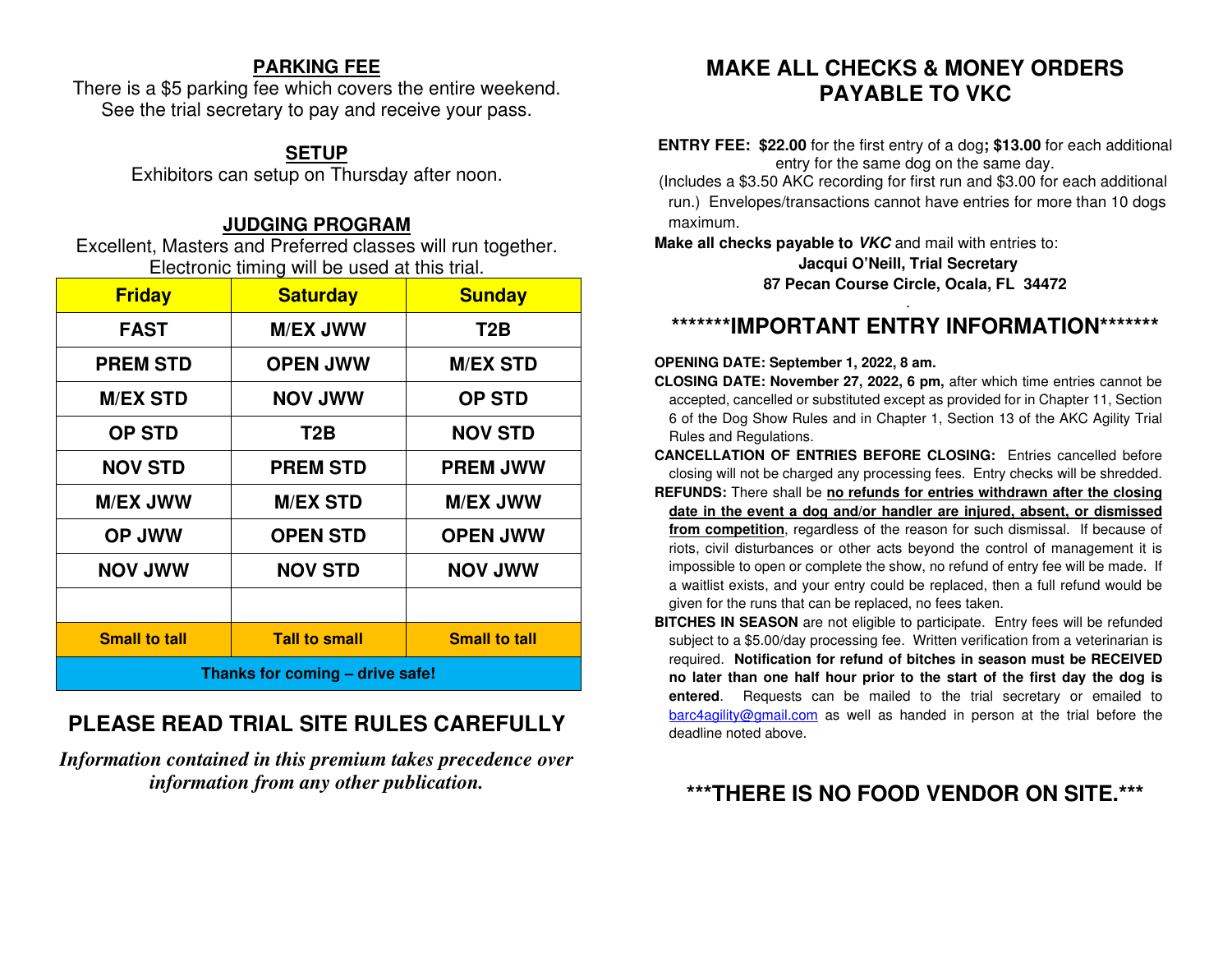## PARKING FEE

There is a $5 parking fee which covers the entire weekend. See the trial secretary to pay and receive your pass.

## SETUP

Exhibitors can setup on Thursday after noon.

## JUDGING PROGRAM

Excellent, Masters and Preferred classes will run together. Electronic timing will be used at this trial.

| Friday | Saturday | Sunday |
|---|---|---|
| FAST | M/EX JWW | T2B |
| PREM STD | OPEN JWW | M/EX STD |
| M/EX STD | NOV JWW | OP STD |
| OP STD | T2B | NOV STD |
| NOV STD | PREM STD | PREM JWW |
| M/EX JWW | M/EX STD | M/EX JWW |
| OP JWW | OPEN STD | OPEN JWW |
| NOV JWW | NOV STD | NOV JWW |
| | | |
| Small to tall | Tall to small | Small to tall |
| Thanks for coming – drive safe! | | |

## PLEASE READ TRIAL SITE RULES CAREFULLY

***Information contained in this premium takes precedence over information from any other publication.***

## MAKE ALL CHECKS & MONEY ORDERS PAYABLE TO VKC

**ENTRY FEE: $22.00** for the first entry of a dog**; $13.00** for each additional entry for the same dog on the same day.

(Includes a $3.50 AKC recording for first run and $3.00 for each additional run.) Envelopes/transactions cannot have entries for more than 10 dogs maximum.

**Make all checks payable to *VKC*** and mail with entries to:

**Jacqui O'Neill, Trial Secretary**
**87 Pecan Course Circle, Ocala, FL 34472**

## *******IMPORTANT ENTRY INFORMATION*******

**OPENING DATE: September 1, 2022, 8 am.**

**CLOSING DATE: November 27, 2022, 6 pm,** after which time entries cannot be accepted, cancelled or substituted except as provided for in Chapter 11, Section 6 of the Dog Show Rules and in Chapter 1, Section 13 of the AKC Agility Trial Rules and Regulations.

**CANCELLATION OF ENTRIES BEFORE CLOSING:** Entries cancelled before closing will not be charged any processing fees. Entry checks will be shredded.

**REFUNDS:** There shall be **no refunds for entries withdrawn after the closing date in the event a dog and/or handler are injured, absent, or dismissed from competition**, regardless of the reason for such dismissal. If because of riots, civil disturbances or other acts beyond the control of management it is impossible to open or complete the show, no refund of entry fee will be made. If a waitlist exists, and your entry could be replaced, then a full refund would be given for the runs that can be replaced, no fees taken.

**BITCHES IN SEASON** are not eligible to participate. Entry fees will be refunded subject to a $5.00/day processing fee. Written verification from a veterinarian is required. **Notification for refund of bitches in season must be RECEIVED no later than one half hour prior to the start of the first day the dog is entered**. Requests can be mailed to the trial secretary or emailed to barc4agility@gmail.com as well as handed in person at the trial before the deadline noted above.

## ***THERE IS NO FOOD VENDOR ON SITE.***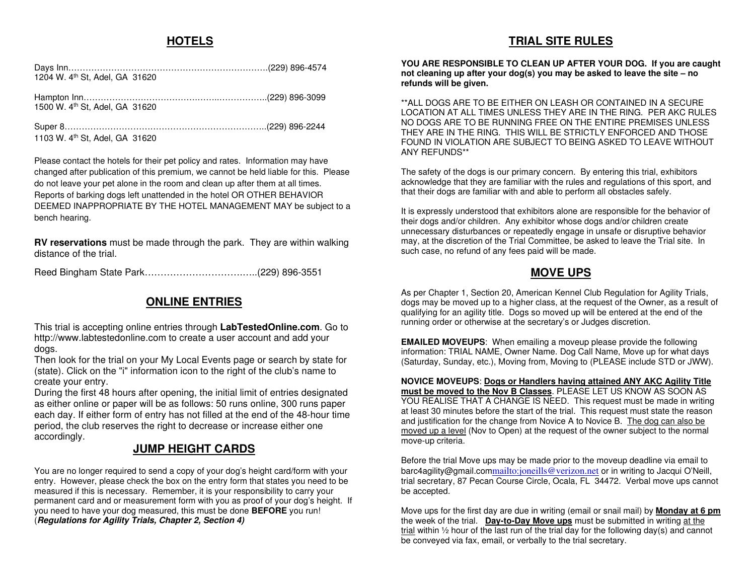## HOTELS

Days Inn……………………………………………………………….(229) 896-4574
1204 W. 4th St, Adel, GA 31620

Hampton Inn………………………………………..……………..(229) 896-3099
1500 W. 4th St, Adel, GA 31620

Super 8………………………………………………………………..(229) 896-2244
1103 W. 4th St, Adel, GA 31620

Please contact the hotels for their pet policy and rates. Information may have changed after publication of this premium, we cannot be held liable for this. Please do not leave your pet alone in the room and clean up after them at all times. Reports of barking dogs left unattended in the hotel OR OTHER BEHAVIOR DEEMED INAPPROPRIATE BY THE HOTEL MANAGEMENT MAY be subject to a bench hearing.

**RV reservations** must be made through the park. They are within walking distance of the trial.

Reed Bingham State Park……………………………..(229) 896-3551

## ONLINE ENTRIES

This trial is accepting online entries through **LabTestedOnline.com**. Go to http://www.labtestedonline.com to create a user account and add your dogs.
Then look for the trial on your My Local Events page or search by state for (state). Click on the "i" information icon to the right of the club's name to create your entry.
During the first 48 hours after opening, the initial limit of entries designated as either online or paper will be as follows: 50 runs online, 300 runs paper each day. If either form of entry has not filled at the end of the 48-hour time period, the club reserves the right to decrease or increase either one accordingly.

## JUMP HEIGHT CARDS

You are no longer required to send a copy of your dog's height card/form with your entry. However, please check the box on the entry form that states you need to be measured if this is necessary. Remember, it is your responsibility to carry your permanent card and or measurement form with you as proof of your dog's height. If you need to have your dog measured, this must be done **BEFORE** you run! (***Regulations for Agility Trials, Chapter 2, Section 4)***

## TRIAL SITE RULES

**YOU ARE RESPONSIBLE TO CLEAN UP AFTER YOUR DOG. If you are caught not cleaning up after your dog(s) you may be asked to leave the site – no refunds will be given.**

**ALL DOGS ARE TO BE EITHER ON LEASH OR CONTAINED IN A SECURE LOCATION AT ALL TIMES UNLESS THEY ARE IN THE RING. PER AKC RULES NO DOGS ARE TO BE RUNNING FREE ON THE ENTIRE PREMISES UNLESS THEY ARE IN THE RING. THIS WILL BE STRICTLY ENFORCED AND THOSE FOUND IN VIOLATION ARE SUBJECT TO BEING ASKED TO LEAVE WITHOUT ANY REFUNDS**

The safety of the dogs is our primary concern. By entering this trial, exhibitors acknowledge that they are familiar with the rules and regulations of this sport, and that their dogs are familiar with and able to perform all obstacles safely.

It is expressly understood that exhibitors alone are responsible for the behavior of their dogs and/or children. Any exhibitor whose dogs and/or children create unnecessary disturbances or repeatedly engage in unsafe or disruptive behavior may, at the discretion of the Trial Committee, be asked to leave the Trial site. In such case, no refund of any fees paid will be made.

## MOVE UPS

As per Chapter 1, Section 20, American Kennel Club Regulation for Agility Trials, dogs may be moved up to a higher class, at the request of the Owner, as a result of qualifying for an agility title. Dogs so moved up will be entered at the end of the running order or otherwise at the secretary's or Judges discretion.

**EMAILED MOVEUPS**: When emailing a moveup please provide the following information: TRIAL NAME, Owner Name. Dog Call Name, Move up for what days (Saturday, Sunday, etc.), Moving from, Moving to (PLEASE include STD or JWW).

**NOVICE MOVEUPS**: **Dogs or Handlers having attained ANY AKC Agility Title must be moved to the Nov B Classes**. PLEASE LET US KNOW AS SOON AS YOU REALISE THAT A CHANGE IS NEED. This request must be made in writing at least 30 minutes before the start of the trial. This request must state the reason and justification for the change from Novice A to Novice B. The dog can also be moved up a level (Nov to Open) at the request of the owner subject to the normal move-up criteria.

Before the trial Move ups may be made prior to the moveup deadline via email to barc4agility@gmail.commailto:joneills@verizon.net or in writing to Jacqui O'Neill, trial secretary, 87 Pecan Course Circle, Ocala, FL 34472. Verbal move ups cannot be accepted.

Move ups for the first day are due in writing (email or snail mail) by **Monday at 6 pm** the week of the trial. **Day-to-Day Move ups** must be submitted in writing at the trial within ½ hour of the last run of the trial day for the following day(s) and cannot be conveyed via fax, email, or verbally to the trial secretary.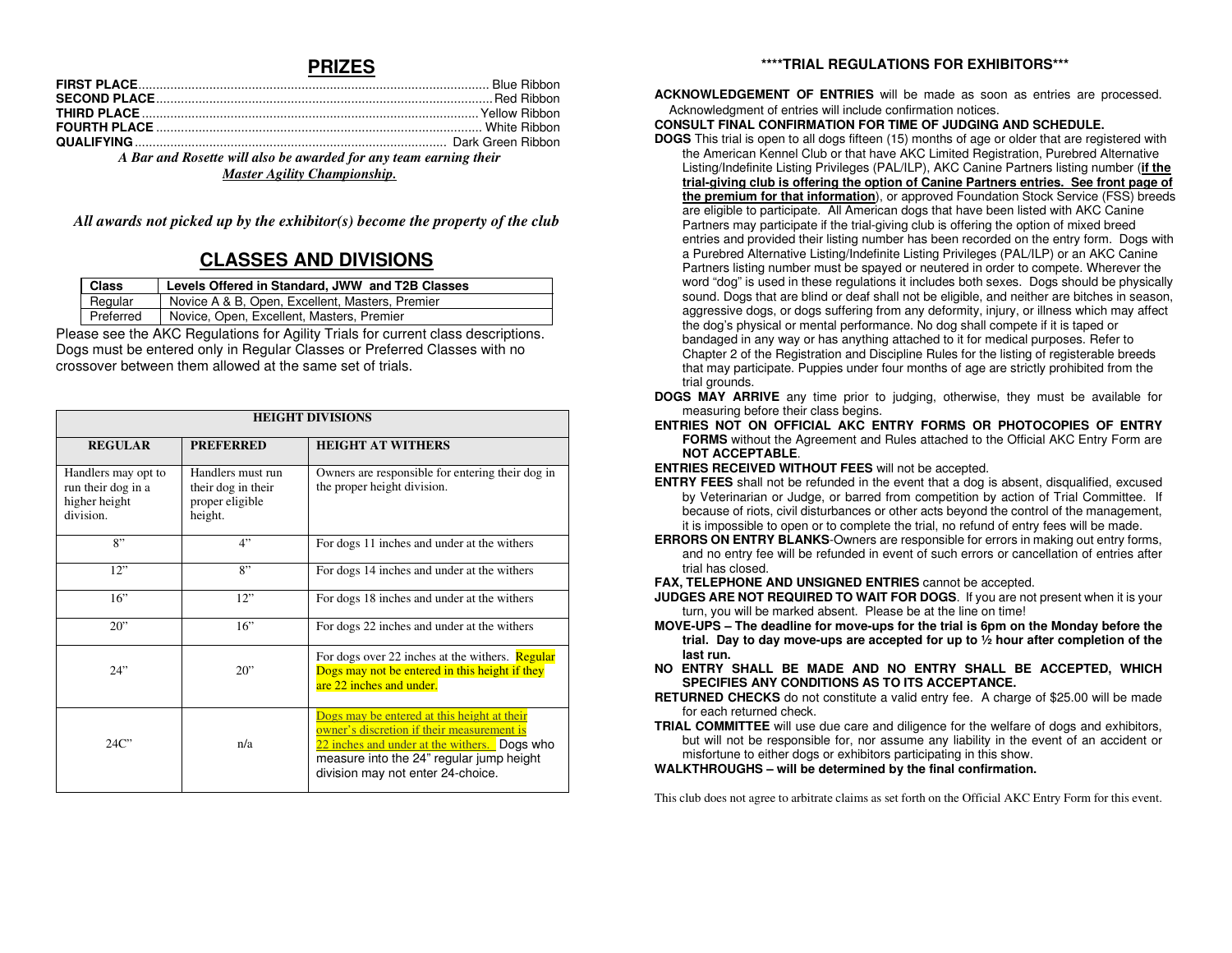## PRIZES

**FIRST PLACE**................................................................ Blue Ribbon
**SECOND PLACE**.............................................................. Red Ribbon
**THIRD PLACE**................................................................ Yellow Ribbon
**FOURTH PLACE**.............................................................. White Ribbon
**QUALIFYING**................................................................ Dark Green Ribbon

*A Bar and Rosette will also be awarded for any team earning their* ***Master Agility Championship.***

***All awards not picked up by the exhibitor(s) become the property of the club***

## CLASSES AND DIVISIONS

| Class | Levels Offered in Standard, JWW and T2B Classes |
|---|---|
| Regular | Novice A & B, Open, Excellent, Masters, Premier |
| Preferred | Novice, Open, Excellent, Masters, Premier |

Please see the AKC Regulations for Agility Trials for current class descriptions. Dogs must be entered only in Regular Classes or Preferred Classes with no crossover between them allowed at the same set of trials.

| HEIGHT DIVISIONS | | |
|---|---|---|
| **REGULAR** | **PREFERRED** | **HEIGHT AT WITHERS** |
| Handlers may opt to run their dog in a higher height division. | Handlers must run their dog in their proper eligible height. | Owners are responsible for entering their dog in the proper height division. |
| 8" | 4" | For dogs 11 inches and under at the withers |
| 12" | 8" | For dogs 14 inches and under at the withers |
| 16" | 12" | For dogs 18 inches and under at the withers |
| 20" | 16" | For dogs 22 inches and under at the withers |
| 24" | 20" | For dogs over 22 inches at the withers. Regular Dogs may not be entered in this height if they are 22 inches and under. |
| 24C" | n/a | Dogs may be entered at this height at their owner's discretion if their measurement is 22 inches and under at the withers. Dogs who measure into the 24" regular jump height division may not enter 24-choice. |

### \*\*\*\*TRIAL REGULATIONS FOR EXHIBITORS\*\*\*

**ACKNOWLEDGEMENT OF ENTRIES** will be made as soon as entries are processed. Acknowledgment of entries will include confirmation notices.

**CONSULT FINAL CONFIRMATION FOR TIME OF JUDGING AND SCHEDULE.**

**DOGS** This trial is open to all dogs fifteen (15) months of age or older that are registered with the American Kennel Club or that have AKC Limited Registration, Purebred Alternative Listing/Indefinite Listing Privileges (PAL/ILP), AKC Canine Partners listing number (**if the trial-giving club is offering the option of Canine Partners entries. See front page of the premium for that information**), or approved Foundation Stock Service (FSS) breeds are eligible to participate. All American dogs that have been listed with AKC Canine Partners may participate if the trial-giving club is offering the option of mixed breed entries and provided their listing number has been recorded on the entry form. Dogs with a Purebred Alternative Listing/Indefinite Listing Privileges (PAL/ILP) or an AKC Canine Partners listing number must be spayed or neutered in order to compete. Wherever the word "dog" is used in these regulations it includes both sexes. Dogs should be physically sound. Dogs that are blind or deaf shall not be eligible, and neither are bitches in season, aggressive dogs, or dogs suffering from any deformity, injury, or illness which may affect the dog's physical or mental performance. No dog shall compete if it is taped or bandaged in any way or has anything attached to it for medical purposes. Refer to Chapter 2 of the Registration and Discipline Rules for the listing of registerable breeds that may participate. Puppies under four months of age are strictly prohibited from the trial grounds.

**DOGS MAY ARRIVE** any time prior to judging, otherwise, they must be available for measuring before their class begins.

**ENTRIES NOT ON OFFICIAL AKC ENTRY FORMS OR PHOTOCOPIES OF ENTRY FORMS** without the Agreement and Rules attached to the Official AKC Entry Form are **NOT ACCEPTABLE**.

**ENTRIES RECEIVED WITHOUT FEES** will not be accepted.

**ENTRY FEES** shall not be refunded in the event that a dog is absent, disqualified, excused by Veterinarian or Judge, or barred from competition by action of Trial Committee. If because of riots, civil disturbances or other acts beyond the control of the management, it is impossible to open or to complete the trial, no refund of entry fees will be made.

**ERRORS ON ENTRY BLANKS**-Owners are responsible for errors in making out entry forms, and no entry fee will be refunded in event of such errors or cancellation of entries after trial has closed.

**FAX, TELEPHONE AND UNSIGNED ENTRIES** cannot be accepted.

**JUDGES ARE NOT REQUIRED TO WAIT FOR DOGS**. If you are not present when it is your turn, you will be marked absent. Please be at the line on time!

**MOVE-UPS – The deadline for move-ups for the trial is 6pm on the Monday before the trial. Day to day move-ups are accepted for up to ½ hour after completion of the last run.**

**NO ENTRY SHALL BE MADE AND NO ENTRY SHALL BE ACCEPTED, WHICH SPECIFIES ANY CONDITIONS AS TO ITS ACCEPTANCE.**

**RETURNED CHECKS** do not constitute a valid entry fee. A charge of $25.00 will be made for each returned check.

**TRIAL COMMITTEE** will use due care and diligence for the welfare of dogs and exhibitors, but will not be responsible for, nor assume any liability in the event of an accident or misfortune to either dogs or exhibitors participating in this show.

**WALKTHROUGHS – will be determined by the final confirmation.**

This club does not agree to arbitrate claims as set forth on the Official AKC Entry Form for this event.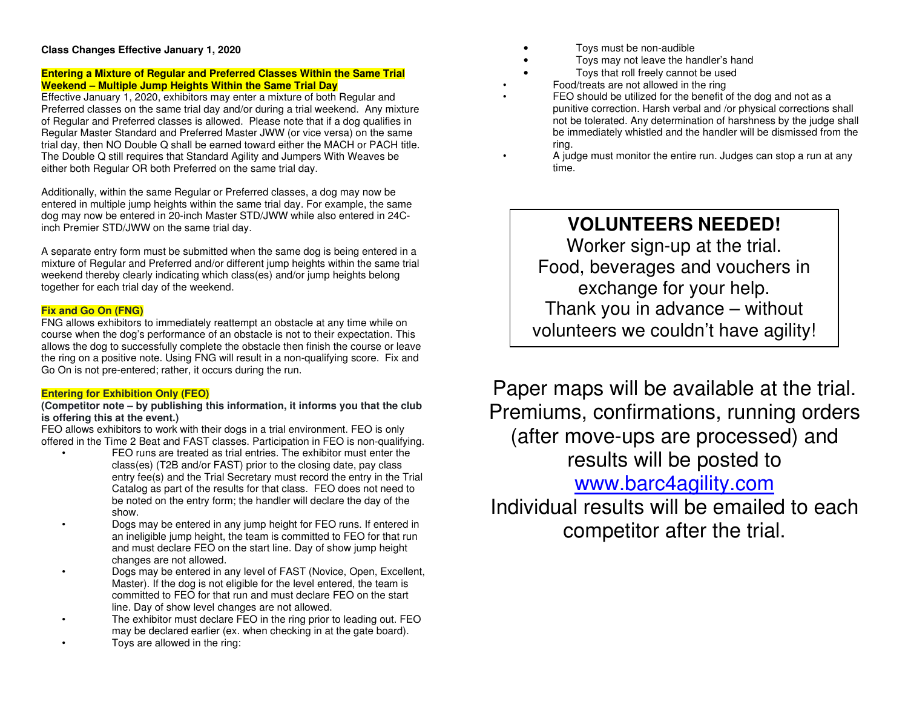**Class Changes Effective January 1, 2020**

**Entering a Mixture of Regular and Preferred Classes Within the Same Trial Weekend – Multiple Jump Heights Within the Same Trial Day**

Effective January 1, 2020, exhibitors may enter a mixture of both Regular and Preferred classes on the same trial day and/or during a trial weekend. Any mixture of Regular and Preferred classes is allowed. Please note that if a dog qualifies in Regular Master Standard and Preferred Master JWW (or vice versa) on the same trial day, then NO Double Q shall be earned toward either the MACH or PACH title. The Double Q still requires that Standard Agility and Jumpers With Weaves be either both Regular OR both Preferred on the same trial day.

Additionally, within the same Regular or Preferred classes, a dog may now be entered in multiple jump heights within the same trial day. For example, the same dog may now be entered in 20-inch Master STD/JWW while also entered in 24C-inch Premier STD/JWW on the same trial day.

A separate entry form must be submitted when the same dog is being entered in a mixture of Regular and Preferred and/or different jump heights within the same trial weekend thereby clearly indicating which class(es) and/or jump heights belong together for each trial day of the weekend.

**Fix and Go On (FNG)**

FNG allows exhibitors to immediately reattempt an obstacle at any time while on course when the dog's performance of an obstacle is not to their expectation. This allows the dog to successfully complete the obstacle then finish the course or leave the ring on a positive note. Using FNG will result in a non-qualifying score. Fix and Go On is not pre-entered; rather, it occurs during the run.

**Entering for Exhibition Only (FEO)**

**(Competitor note – by publishing this information, it informs you that the club is offering this at the event.)**

FEO allows exhibitors to work with their dogs in a trial environment. FEO is only offered in the Time 2 Beat and FAST classes. Participation in FEO is non-qualifying.

- FEO runs are treated as trial entries. The exhibitor must enter the class(es) (T2B and/or FAST) prior to the closing date, pay class entry fee(s) and the Trial Secretary must record the entry in the Trial Catalog as part of the results for that class. FEO does not need to be noted on the entry form; the handler will declare the day of the show.
- Dogs may be entered in any jump height for FEO runs. If entered in an ineligible jump height, the team is committed to FEO for that run and must declare FEO on the start line. Day of show jump height changes are not allowed.
- Dogs may be entered in any level of FAST (Novice, Open, Excellent, Master). If the dog is not eligible for the level entered, the team is committed to FEO for that run and must declare FEO on the start line. Day of show level changes are not allowed.
- The exhibitor must declare FEO in the ring prior to leading out. FEO may be declared earlier (ex. when checking in at the gate board).
- Toys are allowed in the ring:
  - Toys must be non-audible
  - Toys may not leave the handler's hand
  - Toys that roll freely cannot be used
- Food/treats are not allowed in the ring
- FEO should be utilized for the benefit of the dog and not as a punitive correction. Harsh verbal and /or physical corrections shall not be tolerated. Any determination of harshness by the judge shall be immediately whistled and the handler will be dismissed from the ring.
- A judge must monitor the entire run. Judges can stop a run at any time.

**VOLUNTEERS NEEDED!**

Worker sign-up at the trial.
Food, beverages and vouchers in exchange for your help.
Thank you in advance – without volunteers we couldn't have agility!

Paper maps will be available at the trial. Premiums, confirmations, running orders (after move-ups are processed) and results will be posted to www.barc4agility.com
Individual results will be emailed to each competitor after the trial.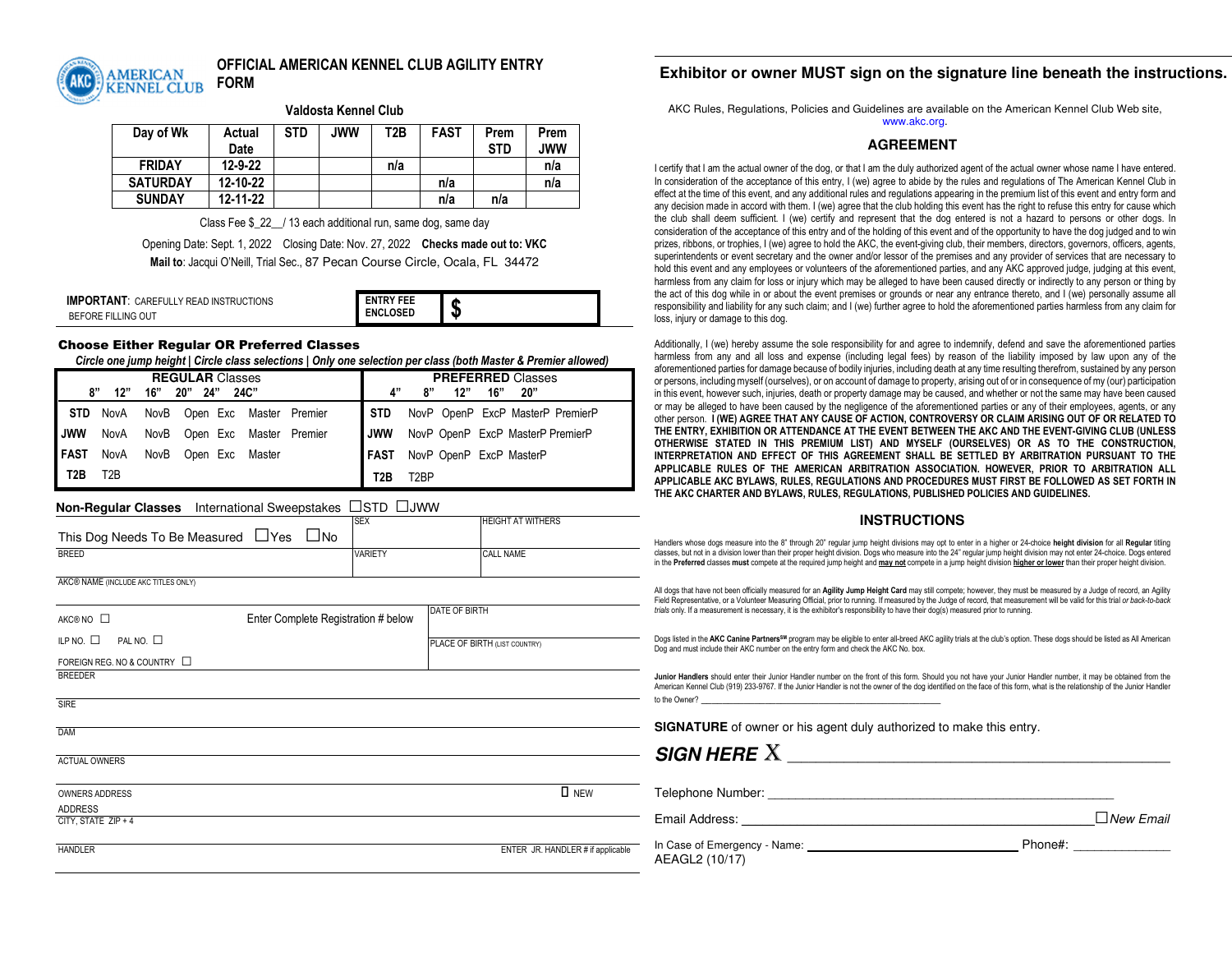# OFFICIAL AMERICAN KENNEL CLUB AGILITY ENTRY FORM

**Valdosta Kennel Club**

| Day of Wk | Actual Date | STD | JWW | T2B | FAST | Prem STD | Prem JWW |
|---|---|---|---|---|---|---|---|
| FRIDAY | 12-9-22 | | | n/a | | | n/a |
| SATURDAY | 12-10-22 | | | | n/a | | n/a |
| SUNDAY | 12-11-22 | | | | n/a | n/a | |

Class Fee $_22__/ 13 each additional run, same dog, same day

Opening Date: Sept. 1, 2022   Closing Date: Nov. 27, 2022   **Checks made out to: VKC**

**Mail to**: Jacqui O'Neill, Trial Sec., 87 Pecan Course Circle, Ocala, FL 34472

**IMPORTANT**: CAREFULLY READ INSTRUCTIONS BEFORE FILLING OUT

**ENTRY FEE ENCLOSED** $

## Choose Either Regular OR Preferred Classes

*Circle one jump height | Circle class selections | Only one selection per class (both Master & Premier allowed)*

| **REGULAR** Classes | **PREFERRED** Classes |
|---|---|
| 8" 12" 16" 20" 24" 24C" | 4" 8" 12" 16" 20" |
| **STD** NovA NovB Open Exc Master Premier | **STD** NovP OpenP ExcP MasterP PremierP |
| **JWW** NovA NovB Open Exc Master Premier | **JWW** NovP OpenP ExcP MasterP PremierP |
| **FAST** NovA NovB Open Exc Master | **FAST** NovP OpenP ExcP MasterP |
| **T2B** T2B | **T2B** T2BP |

**Non-Regular Classes** International Sweepstakes ☐STD ☐JWW

This Dog Needs To Be Measured ☐Yes ☐No

SEX

HEIGHT AT WITHERS

BREED

VARIETY

CALL NAME

AKC® NAME (INCLUDE AKC TITLES ONLY)

AKC® NO ☐   Enter Complete Registration # below

ILP NO. ☐   PAL NO. ☐

FOREIGN REG. NO & COUNTRY ☐

DATE OF BIRTH

PLACE OF BIRTH (LIST COUNTRY)

BREEDER

SIRE

DAM

ACTUAL OWNERS

OWNERS ADDRESS   ☐ NEW

ADDRESS

CITY, STATE ZIP + 4

HANDLER   ENTER JR. HANDLER # if applicable

## Exhibitor or owner MUST sign on the signature line beneath the instructions.

AKC Rules, Regulations, Policies and Guidelines are available on the American Kennel Club Web site, www.akc.org.

### AGREEMENT

I certify that I am the actual owner of the dog, or that I am the duly authorized agent of the actual owner whose name I have entered. In consideration of the acceptance of this entry, I (we) agree to abide by the rules and regulations of The American Kennel Club in effect at the time of this event, and any additional rules and regulations appearing in the premium list of this event and entry form and any decision made in accord with them. I (we) agree that the club holding this event has the right to refuse this entry for cause which the club shall deem sufficient. I (we) certify and represent that the dog entered is not a hazard to persons or other dogs. In consideration of the acceptance of this entry and of the holding of this event and of the opportunity to have the dog judged and to win prizes, ribbons, or trophies, I (we) agree to hold the AKC, the event-giving club, their members, directors, governors, officers, agents, superintendents or event secretary and the owner and/or lessor of the premises and any provider of services that are necessary to hold this event and any employees or volunteers of the aforementioned parties, and any AKC approved judge, judging at this event, harmless from any claim for loss or injury which may be alleged to have been caused directly or indirectly to any person or thing by the act of this dog while in or about the event premises or grounds or near any entrance thereto, and I (we) personally assume all responsibility and liability for any such claim; and I (we) further agree to hold the aforementioned parties harmless from any claim for loss, injury or damage to this dog.

Additionally, I (we) hereby assume the sole responsibility for and agree to indemnify, defend and save the aforementioned parties harmless from any and all loss and expense (including legal fees) by reason of the liability imposed by law upon any of the aforementioned parties for damage because of bodily injuries, including death at any time resulting therefrom, sustained by any person or persons, including myself (ourselves), or on account of damage to property, arising out of or in consequence of my (our) participation in this event, however such, injuries, death or property damage may be caused, and whether or not the same may have been caused or may be alleged to have been caused by the negligence of the aforementioned parties or any of their employees, agents, or any other person. **I (WE) AGREE THAT ANY CAUSE OF ACTION, CONTROVERSY OR CLAIM ARISING OUT OF OR RELATED TO THE ENTRY, EXHIBITION OR ATTENDANCE AT THE EVENT BETWEEN THE AKC AND THE EVENT-GIVING CLUB (UNLESS OTHERWISE STATED IN THIS PREMIUM LIST) AND MYSELF (OURSELVES) OR AS TO THE CONSTRUCTION, INTERPRETATION AND EFFECT OF THIS AGREEMENT SHALL BE SETTLED BY ARBITRATION PURSUANT TO THE APPLICABLE RULES OF THE AMERICAN ARBITRATION ASSOCIATION. HOWEVER, PRIOR TO ARBITRATION ALL APPLICABLE AKC BYLAWS, RULES, REGULATIONS AND PROCEDURES MUST FIRST BE FOLLOWED AS SET FORTH IN THE AKC CHARTER AND BYLAWS, RULES, REGULATIONS, PUBLISHED POLICIES AND GUIDELINES.**

### INSTRUCTIONS

Handlers whose dogs measure into the 8" through 20" regular jump height divisions may opt to enter in a higher or 24-choice **height division** for all **Regular** titling classes, but not in a division lower than their proper height division. Dogs who measure into the 24" regular jump height division may not enter 24-choice. Dogs entered in the **Preferred** classes **must** compete at the required jump height and **may not** compete in a jump height division **higher or lower** than their proper height division.

All dogs that have not been officially measured for an **Agility Jump Height Card** may still compete; however, they must be measured by a Judge of record, an Agility Field Representative, or a Volunteer Measuring Official, prior to running. If measured by the Judge of record, that measurement will be valid for this trial *or back-to-back trials* only. If a measurement is necessary, it is the exhibitor's responsibility to have their dog(s) measured prior to running.

Dogs listed in the **AKC Canine Partners**[SM] program may be eligible to enter all-breed AKC agility trials at the club's option. These dogs should be listed as All American Dog and must include their AKC number on the entry form and check the AKC No. box.

**Junior Handlers** should enter their Junior Handler number on the front of this form. Should you not have your Junior Handler number, it may be obtained from the American Kennel Club (919) 233-9767. If the Junior Handler is not the owner of the dog identified on the face of this form, what is the relationship of the Junior Handler to the Owner? ____________________________

**SIGNATURE** of owner or his agent duly authorized to make this entry.

***SIGN HERE*** X ________________________________

Telephone Number: ________________________________

Email Address: ________________________________ ☐*New Email*

In Case of Emergency - Name: ____________________ Phone#: ____________

AEAGL2 (10/17)